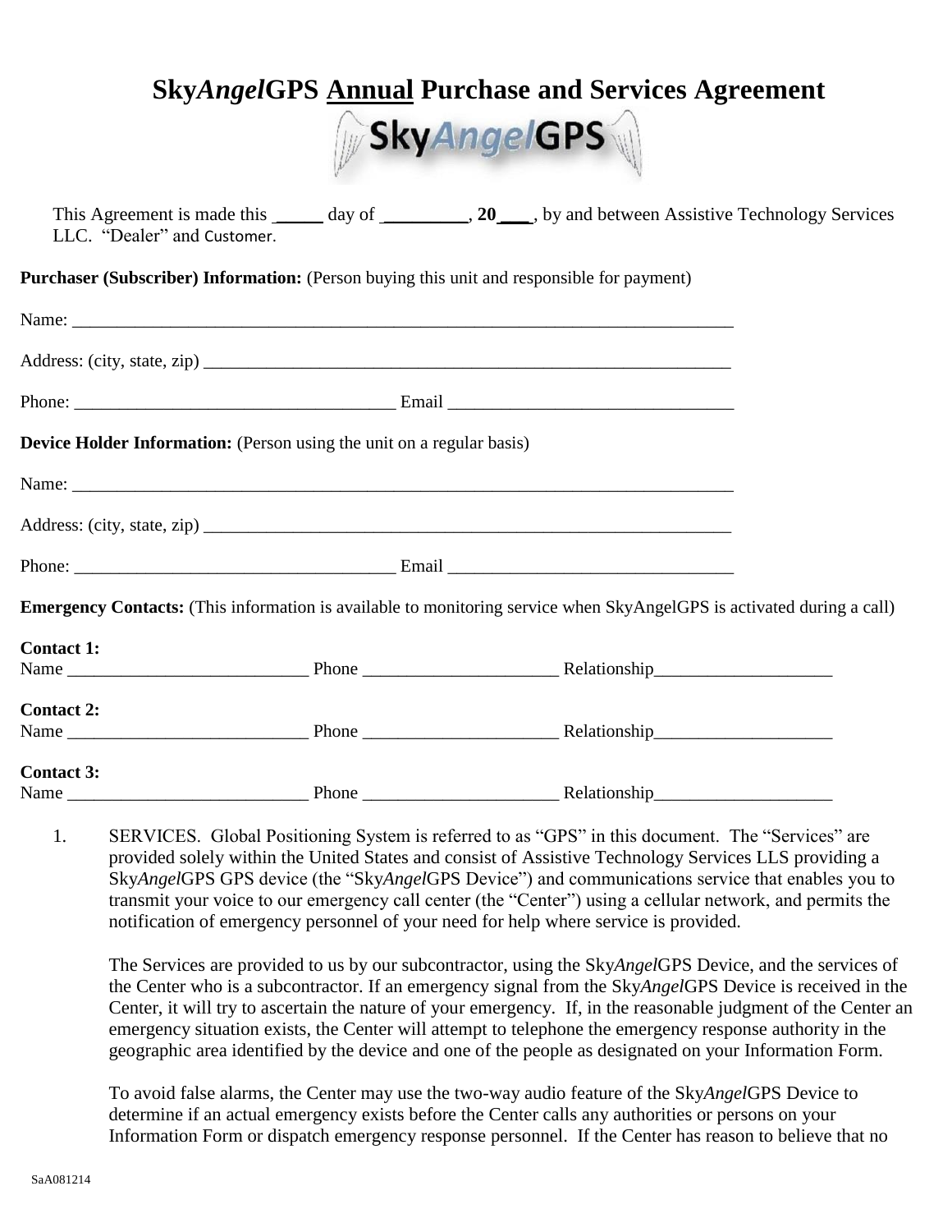# Sky*Angel*GPS <u>Annual</u> Purchase and Services Agreement

This Agreement is made this _____ day of _________, **20**___, by and between Assistive Technology Services LLC. "Dealer" and Customer.

**Purchaser (Subscriber) Information:** (Person buying this unit and responsible for payment)

Name: ___________________________________________________________________________

Address: (city, state, zip) ___________________________________________________________

Phone: ____________________________________ Email ________________________________

**Device Holder Information:** (Person using the unit on a regular basis)

Name: ___________________________________________________________________________

Address: (city, state, zip) ___________________________________________________________

Phone: ____________________________________ Email ________________________________

**Emergency Contacts:** (This information is available to monitoring service when SkyAngelGPS is activated during a call)

**Contact 1:**
Name ___________________________ Phone ______________________ Relationship____________________

**Contact 2:**
Name ___________________________ Phone ______________________ Relationship____________________

**Contact 3:**
Name ___________________________ Phone ______________________ Relationship____________________

1. SERVICES. Global Positioning System is referred to as "GPS" in this document. The "Services" are provided solely within the United States and consist of Assistive Technology Services LLS providing a Sky*Angel*GPS GPS device (the "Sky*Angel*GPS Device") and communications service that enables you to transmit your voice to our emergency call center (the "Center") using a cellular network, and permits the notification of emergency personnel of your need for help where service is provided.

   The Services are provided to us by our subcontractor, using the Sky*Angel*GPS Device, and the services of the Center who is a subcontractor. If an emergency signal from the Sky*Angel*GPS Device is received in the Center, it will try to ascertain the nature of your emergency. If, in the reasonable judgment of the Center an emergency situation exists, the Center will attempt to telephone the emergency response authority in the geographic area identified by the device and one of the people as designated on your Information Form.

   To avoid false alarms, the Center may use the two-way audio feature of the Sky*Angel*GPS Device to determine if an actual emergency exists before the Center calls any authorities or persons on your Information Form or dispatch emergency response personnel. If the Center has reason to believe that no

SaA081214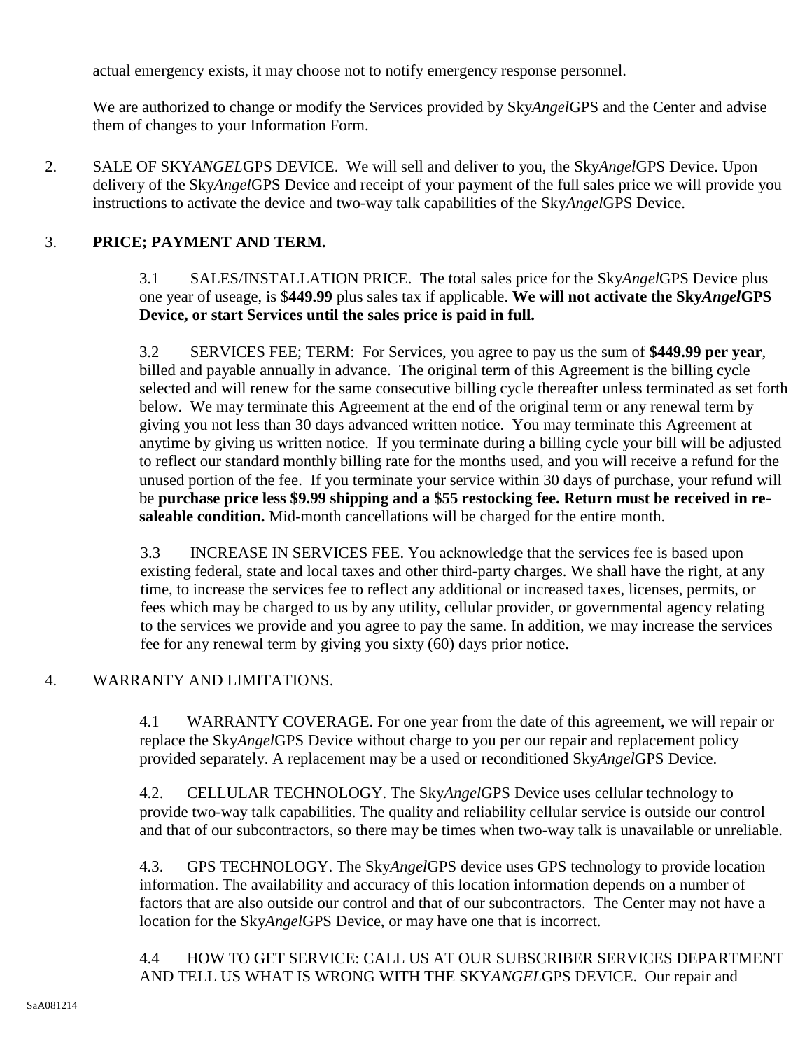actual emergency exists, it may choose not to notify emergency response personnel.

We are authorized to change or modify the Services provided by Sky*Angel*GPS and the Center and advise them of changes to your Information Form.

2. SALE OF SKY*ANGEL*GPS DEVICE. We will sell and deliver to you, the Sky*Angel*GPS Device. Upon delivery of the Sky*Angel*GPS Device and receipt of your payment of the full sales price we will provide you instructions to activate the device and two-way talk capabilities of the Sky*Angel*GPS Device.

3. **PRICE; PAYMENT AND TERM.**

3.1 SALES/INSTALLATION PRICE. The total sales price for the Sky*Angel*GPS Device plus one year of useage, is $**449.99** plus sales tax if applicable. **We will not activate the Sky*Angel*GPS Device, or start Services until the sales price is paid in full.**

3.2 SERVICES FEE; TERM: For Services, you agree to pay us the sum of **$449.99 per year**, billed and payable annually in advance. The original term of this Agreement is the billing cycle selected and will renew for the same consecutive billing cycle thereafter unless terminated as set forth below. We may terminate this Agreement at the end of the original term or any renewal term by giving you not less than 30 days advanced written notice. You may terminate this Agreement at anytime by giving us written notice. If you terminate during a billing cycle your bill will be adjusted to reflect our standard monthly billing rate for the months used, and you will receive a refund for the unused portion of the fee. If you terminate your service within 30 days of purchase, your refund will be **purchase price less $9.99 shipping and a $55 restocking fee. Return must be received in re-saleable condition.** Mid-month cancellations will be charged for the entire month.

3.3 INCREASE IN SERVICES FEE. You acknowledge that the services fee is based upon existing federal, state and local taxes and other third-party charges. We shall have the right, at any time, to increase the services fee to reflect any additional or increased taxes, licenses, permits, or fees which may be charged to us by any utility, cellular provider, or governmental agency relating to the services we provide and you agree to pay the same. In addition, we may increase the services fee for any renewal term by giving you sixty (60) days prior notice.

4. WARRANTY AND LIMITATIONS.

4.1 WARRANTY COVERAGE. For one year from the date of this agreement, we will repair or replace the Sky*Angel*GPS Device without charge to you per our repair and replacement policy provided separately. A replacement may be a used or reconditioned Sky*Angel*GPS Device.

4.2. CELLULAR TECHNOLOGY. The Sky*Angel*GPS Device uses cellular technology to provide two-way talk capabilities. The quality and reliability cellular service is outside our control and that of our subcontractors, so there may be times when two-way talk is unavailable or unreliable.

4.3. GPS TECHNOLOGY. The Sky*Angel*GPS device uses GPS technology to provide location information. The availability and accuracy of this location information depends on a number of factors that are also outside our control and that of our subcontractors. The Center may not have a location for the Sky*Angel*GPS Device, or may have one that is incorrect.

4.4 HOW TO GET SERVICE: CALL US AT OUR SUBSCRIBER SERVICES DEPARTMENT AND TELL US WHAT IS WRONG WITH THE SKY*ANGEL*GPS DEVICE. Our repair and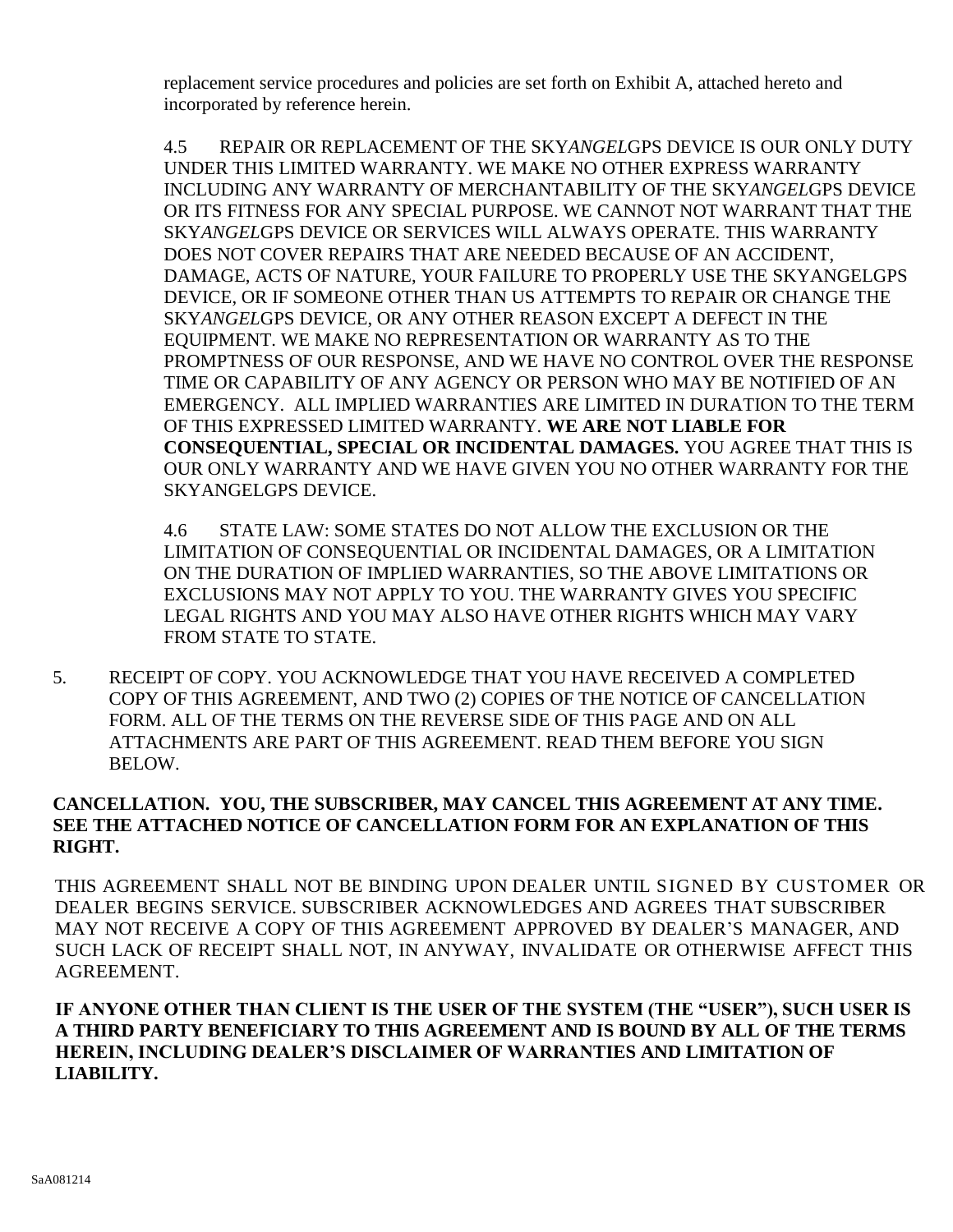replacement service procedures and policies are set forth on Exhibit A, attached hereto and incorporated by reference herein.

4.5 REPAIR OR REPLACEMENT OF THE SKY*ANGEL*GPS DEVICE IS OUR ONLY DUTY UNDER THIS LIMITED WARRANTY. WE MAKE NO OTHER EXPRESS WARRANTY INCLUDING ANY WARRANTY OF MERCHANTABILITY OF THE SKY*ANGEL*GPS DEVICE OR ITS FITNESS FOR ANY SPECIAL PURPOSE. WE CANNOT NOT WARRANT THAT THE SKY*ANGEL*GPS DEVICE OR SERVICES WILL ALWAYS OPERATE. THIS WARRANTY DOES NOT COVER REPAIRS THAT ARE NEEDED BECAUSE OF AN ACCIDENT, DAMAGE, ACTS OF NATURE, YOUR FAILURE TO PROPERLY USE THE SKYANGELGPS DEVICE, OR IF SOMEONE OTHER THAN US ATTEMPTS TO REPAIR OR CHANGE THE SKY*ANGEL*GPS DEVICE, OR ANY OTHER REASON EXCEPT A DEFECT IN THE EQUIPMENT. WE MAKE NO REPRESENTATION OR WARRANTY AS TO THE PROMPTNESS OF OUR RESPONSE, AND WE HAVE NO CONTROL OVER THE RESPONSE TIME OR CAPABILITY OF ANY AGENCY OR PERSON WHO MAY BE NOTIFIED OF AN EMERGENCY. ALL IMPLIED WARRANTIES ARE LIMITED IN DURATION TO THE TERM OF THIS EXPRESSED LIMITED WARRANTY. **WE ARE NOT LIABLE FOR CONSEQUENTIAL, SPECIAL OR INCIDENTAL DAMAGES.** YOU AGREE THAT THIS IS OUR ONLY WARRANTY AND WE HAVE GIVEN YOU NO OTHER WARRANTY FOR THE SKYANGELGPS DEVICE.

4.6 STATE LAW: SOME STATES DO NOT ALLOW THE EXCLUSION OR THE LIMITATION OF CONSEQUENTIAL OR INCIDENTAL DAMAGES, OR A LIMITATION ON THE DURATION OF IMPLIED WARRANTIES, SO THE ABOVE LIMITATIONS OR EXCLUSIONS MAY NOT APPLY TO YOU. THE WARRANTY GIVES YOU SPECIFIC LEGAL RIGHTS AND YOU MAY ALSO HAVE OTHER RIGHTS WHICH MAY VARY FROM STATE TO STATE.

5. RECEIPT OF COPY. YOU ACKNOWLEDGE THAT YOU HAVE RECEIVED A COMPLETED COPY OF THIS AGREEMENT, AND TWO (2) COPIES OF THE NOTICE OF CANCELLATION FORM. ALL OF THE TERMS ON THE REVERSE SIDE OF THIS PAGE AND ON ALL ATTACHMENTS ARE PART OF THIS AGREEMENT. READ THEM BEFORE YOU SIGN BELOW.

**CANCELLATION. YOU, THE SUBSCRIBER, MAY CANCEL THIS AGREEMENT AT ANY TIME. SEE THE ATTACHED NOTICE OF CANCELLATION FORM FOR AN EXPLANATION OF THIS RIGHT.**

THIS AGREEMENT SHALL NOT BE BINDING UPON DEALER UNTIL SIGNED BY CUSTOMER OR DEALER BEGINS SERVICE. SUBSCRIBER ACKNOWLEDGES AND AGREES THAT SUBSCRIBER MAY NOT RECEIVE A COPY OF THIS AGREEMENT APPROVED BY DEALER'S MANAGER, AND SUCH LACK OF RECEIPT SHALL NOT, IN ANYWAY, INVALIDATE OR OTHERWISE AFFECT THIS AGREEMENT.

**IF ANYONE OTHER THAN CLIENT IS THE USER OF THE SYSTEM (THE "USER"), SUCH USER IS A THIRD PARTY BENEFICIARY TO THIS AGREEMENT AND IS BOUND BY ALL OF THE TERMS HEREIN, INCLUDING DEALER'S DISCLAIMER OF WARRANTIES AND LIMITATION OF LIABILITY.**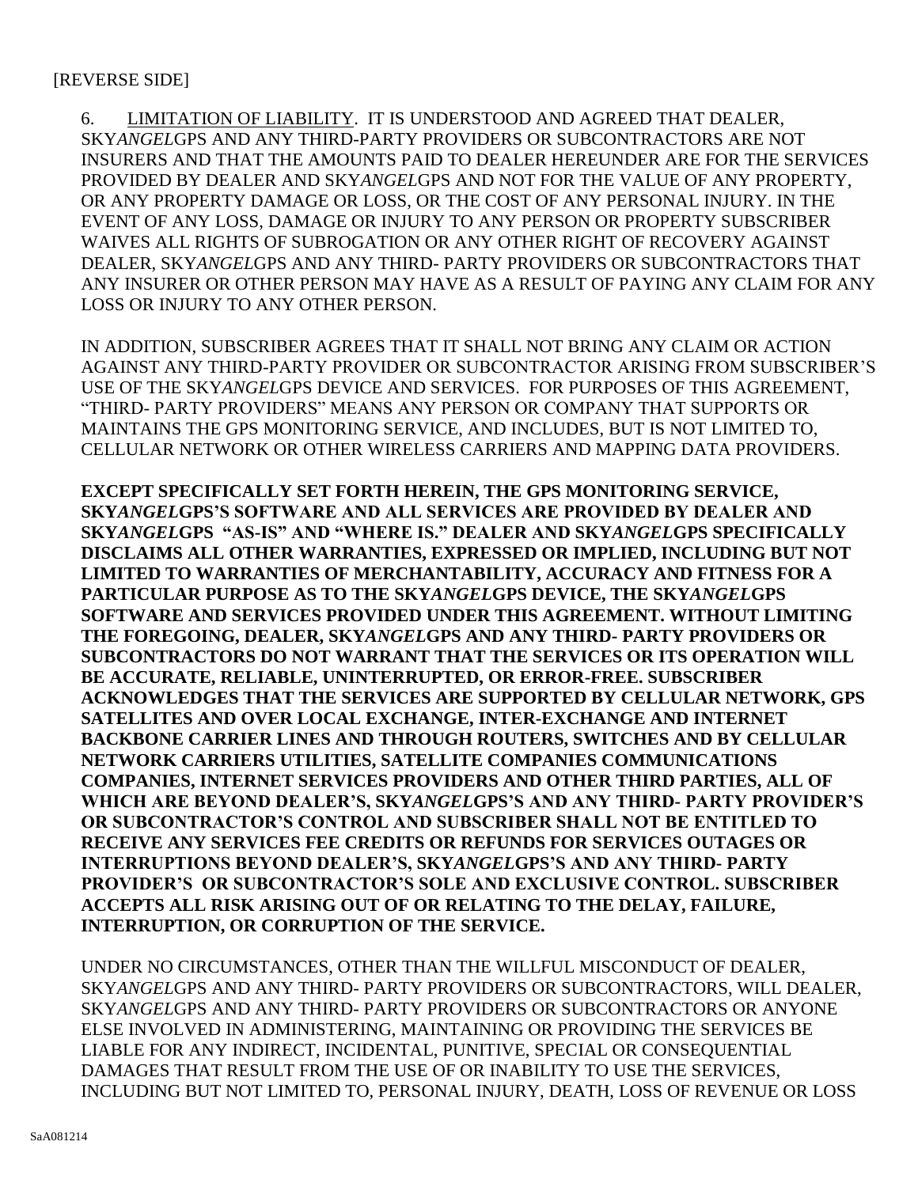[REVERSE SIDE]

6. LIMITATION OF LIABILITY. IT IS UNDERSTOOD AND AGREED THAT DEALER, SKY*ANGEL*GPS AND ANY THIRD-PARTY PROVIDERS OR SUBCONTRACTORS ARE NOT INSURERS AND THAT THE AMOUNTS PAID TO DEALER HEREUNDER ARE FOR THE SERVICES PROVIDED BY DEALER AND SKY*ANGEL*GPS AND NOT FOR THE VALUE OF ANY PROPERTY, OR ANY PROPERTY DAMAGE OR LOSS, OR THE COST OF ANY PERSONAL INJURY. IN THE EVENT OF ANY LOSS, DAMAGE OR INJURY TO ANY PERSON OR PROPERTY SUBSCRIBER WAIVES ALL RIGHTS OF SUBROGATION OR ANY OTHER RIGHT OF RECOVERY AGAINST DEALER, SKY*ANGEL*GPS AND ANY THIRD- PARTY PROVIDERS OR SUBCONTRACTORS THAT ANY INSURER OR OTHER PERSON MAY HAVE AS A RESULT OF PAYING ANY CLAIM FOR ANY LOSS OR INJURY TO ANY OTHER PERSON.

IN ADDITION, SUBSCRIBER AGREES THAT IT SHALL NOT BRING ANY CLAIM OR ACTION AGAINST ANY THIRD-PARTY PROVIDER OR SUBCONTRACTOR ARISING FROM SUBSCRIBER'S USE OF THE SKY*ANGEL*GPS DEVICE AND SERVICES. FOR PURPOSES OF THIS AGREEMENT, "THIRD- PARTY PROVIDERS" MEANS ANY PERSON OR COMPANY THAT SUPPORTS OR MAINTAINS THE GPS MONITORING SERVICE, AND INCLUDES, BUT IS NOT LIMITED TO, CELLULAR NETWORK OR OTHER WIRELESS CARRIERS AND MAPPING DATA PROVIDERS.

**EXCEPT SPECIFICALLY SET FORTH HEREIN, THE GPS MONITORING SERVICE, SKY*ANGEL*GPS'S SOFTWARE AND ALL SERVICES ARE PROVIDED BY DEALER AND SKY*ANGEL*GPS "AS-IS" AND "WHERE IS." DEALER AND SKY*ANGEL*GPS SPECIFICALLY DISCLAIMS ALL OTHER WARRANTIES, EXPRESSED OR IMPLIED, INCLUDING BUT NOT LIMITED TO WARRANTIES OF MERCHANTABILITY, ACCURACY AND FITNESS FOR A PARTICULAR PURPOSE AS TO THE SKY*ANGEL*GPS DEVICE, THE SKY*ANGEL*GPS SOFTWARE AND SERVICES PROVIDED UNDER THIS AGREEMENT. WITHOUT LIMITING THE FOREGOING, DEALER, SKY*ANGEL*GPS AND ANY THIRD- PARTY PROVIDERS OR SUBCONTRACTORS DO NOT WARRANT THAT THE SERVICES OR ITS OPERATION WILL BE ACCURATE, RELIABLE, UNINTERRUPTED, OR ERROR-FREE. SUBSCRIBER ACKNOWLEDGES THAT THE SERVICES ARE SUPPORTED BY CELLULAR NETWORK, GPS SATELLITES AND OVER LOCAL EXCHANGE, INTER-EXCHANGE AND INTERNET BACKBONE CARRIER LINES AND THROUGH ROUTERS, SWITCHES AND BY CELLULAR NETWORK CARRIERS UTILITIES, SATELLITE COMPANIES COMMUNICATIONS COMPANIES, INTERNET SERVICES PROVIDERS AND OTHER THIRD PARTIES, ALL OF WHICH ARE BEYOND DEALER'S, SKY*ANGEL*GPS'S AND ANY THIRD- PARTY PROVIDER'S OR SUBCONTRACTOR'S CONTROL AND SUBSCRIBER SHALL NOT BE ENTITLED TO RECEIVE ANY SERVICES FEE CREDITS OR REFUNDS FOR SERVICES OUTAGES OR INTERRUPTIONS BEYOND DEALER'S, SKY*ANGEL*GPS'S AND ANY THIRD- PARTY PROVIDER'S OR SUBCONTRACTOR'S SOLE AND EXCLUSIVE CONTROL. SUBSCRIBER ACCEPTS ALL RISK ARISING OUT OF OR RELATING TO THE DELAY, FAILURE, INTERRUPTION, OR CORRUPTION OF THE SERVICE.**

UNDER NO CIRCUMSTANCES, OTHER THAN THE WILLFUL MISCONDUCT OF DEALER, SKY*ANGEL*GPS AND ANY THIRD- PARTY PROVIDERS OR SUBCONTRACTORS, WILL DEALER, SKY*ANGEL*GPS AND ANY THIRD- PARTY PROVIDERS OR SUBCONTRACTORS OR ANYONE ELSE INVOLVED IN ADMINISTERING, MAINTAINING OR PROVIDING THE SERVICES BE LIABLE FOR ANY INDIRECT, INCIDENTAL, PUNITIVE, SPECIAL OR CONSEQUENTIAL DAMAGES THAT RESULT FROM THE USE OF OR INABILITY TO USE THE SERVICES, INCLUDING BUT NOT LIMITED TO, PERSONAL INJURY, DEATH, LOSS OF REVENUE OR LOSS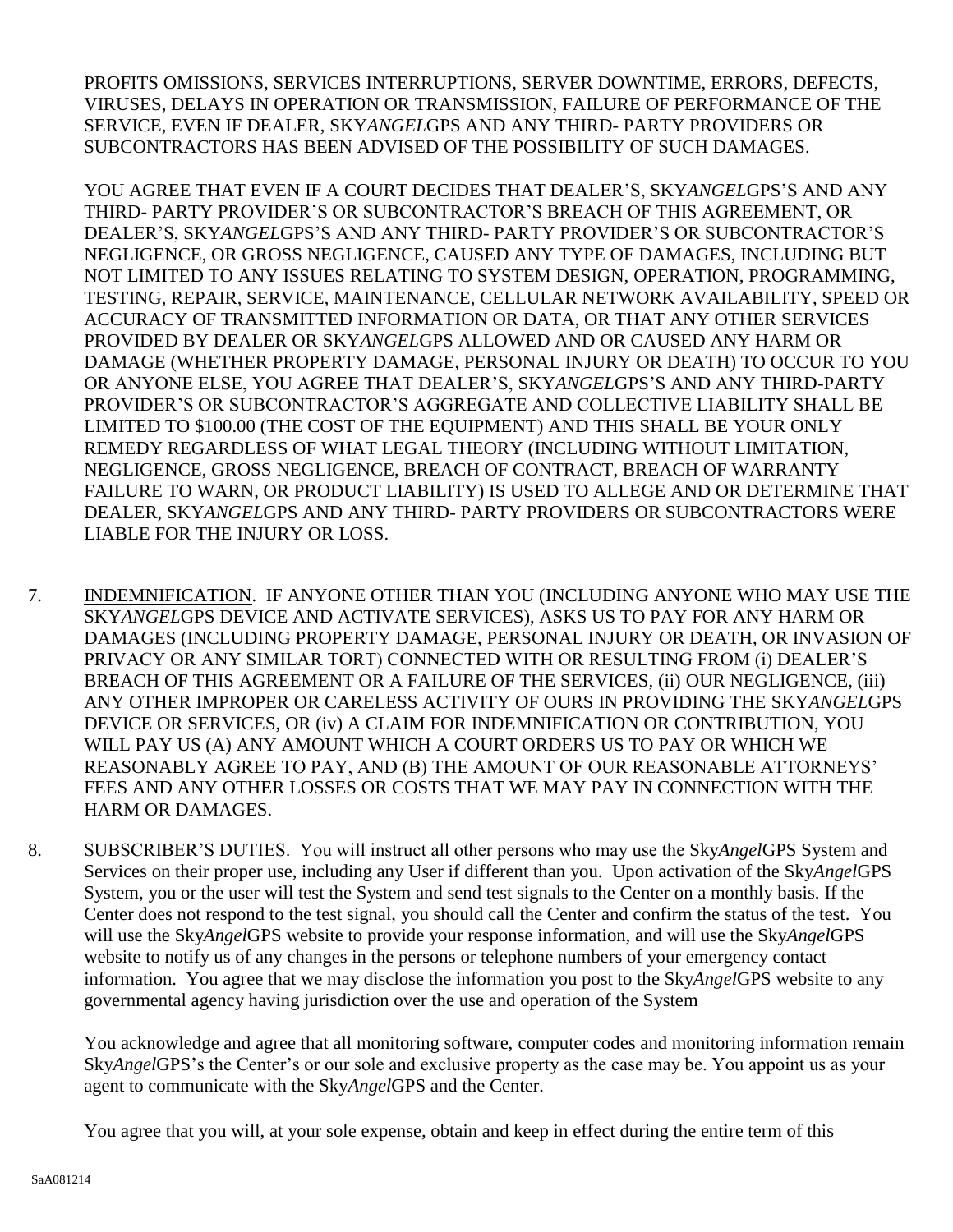PROFITS OMISSIONS, SERVICES INTERRUPTIONS, SERVER DOWNTIME, ERRORS, DEFECTS, VIRUSES, DELAYS IN OPERATION OR TRANSMISSION, FAILURE OF PERFORMANCE OF THE SERVICE, EVEN IF DEALER, SKY*ANGEL*GPS AND ANY THIRD- PARTY PROVIDERS OR SUBCONTRACTORS HAS BEEN ADVISED OF THE POSSIBILITY OF SUCH DAMAGES.

YOU AGREE THAT EVEN IF A COURT DECIDES THAT DEALER'S, SKY*ANGEL*GPS'S AND ANY THIRD- PARTY PROVIDER'S OR SUBCONTRACTOR'S BREACH OF THIS AGREEMENT, OR DEALER'S, SKY*ANGEL*GPS'S AND ANY THIRD- PARTY PROVIDER'S OR SUBCONTRACTOR'S NEGLIGENCE, OR GROSS NEGLIGENCE, CAUSED ANY TYPE OF DAMAGES, INCLUDING BUT NOT LIMITED TO ANY ISSUES RELATING TO SYSTEM DESIGN, OPERATION, PROGRAMMING, TESTING, REPAIR, SERVICE, MAINTENANCE, CELLULAR NETWORK AVAILABILITY, SPEED OR ACCURACY OF TRANSMITTED INFORMATION OR DATA, OR THAT ANY OTHER SERVICES PROVIDED BY DEALER OR SKY*ANGEL*GPS ALLOWED AND OR CAUSED ANY HARM OR DAMAGE (WHETHER PROPERTY DAMAGE, PERSONAL INJURY OR DEATH) TO OCCUR TO YOU OR ANYONE ELSE, YOU AGREE THAT DEALER'S, SKY*ANGEL*GPS'S AND ANY THIRD-PARTY PROVIDER'S OR SUBCONTRACTOR'S AGGREGATE AND COLLECTIVE LIABILITY SHALL BE LIMITED TO $100.00 (THE COST OF THE EQUIPMENT) AND THIS SHALL BE YOUR ONLY REMEDY REGARDLESS OF WHAT LEGAL THEORY (INCLUDING WITHOUT LIMITATION, NEGLIGENCE, GROSS NEGLIGENCE, BREACH OF CONTRACT, BREACH OF WARRANTY FAILURE TO WARN, OR PRODUCT LIABILITY) IS USED TO ALLEGE AND OR DETERMINE THAT DEALER, SKY*ANGEL*GPS AND ANY THIRD- PARTY PROVIDERS OR SUBCONTRACTORS WERE LIABLE FOR THE INJURY OR LOSS.

7. <u>INDEMNIFICATION</u>. IF ANYONE OTHER THAN YOU (INCLUDING ANYONE WHO MAY USE THE SKY*ANGEL*GPS DEVICE AND ACTIVATE SERVICES), ASKS US TO PAY FOR ANY HARM OR DAMAGES (INCLUDING PROPERTY DAMAGE, PERSONAL INJURY OR DEATH, OR INVASION OF PRIVACY OR ANY SIMILAR TORT) CONNECTED WITH OR RESULTING FROM (i) DEALER'S BREACH OF THIS AGREEMENT OR A FAILURE OF THE SERVICES, (ii) OUR NEGLIGENCE, (iii) ANY OTHER IMPROPER OR CARELESS ACTIVITY OF OURS IN PROVIDING THE SKY*ANGEL*GPS DEVICE OR SERVICES, OR (iv) A CLAIM FOR INDEMNIFICATION OR CONTRIBUTION, YOU WILL PAY US (A) ANY AMOUNT WHICH A COURT ORDERS US TO PAY OR WHICH WE REASONABLY AGREE TO PAY, AND (B) THE AMOUNT OF OUR REASONABLE ATTORNEYS' FEES AND ANY OTHER LOSSES OR COSTS THAT WE MAY PAY IN CONNECTION WITH THE HARM OR DAMAGES.

8. SUBSCRIBER'S DUTIES. You will instruct all other persons who may use the Sky*Angel*GPS System and Services on their proper use, including any User if different than you. Upon activation of the Sky*Angel*GPS System, you or the user will test the System and send test signals to the Center on a monthly basis. If the Center does not respond to the test signal, you should call the Center and confirm the status of the test. You will use the Sky*Angel*GPS website to provide your response information, and will use the Sky*Angel*GPS website to notify us of any changes in the persons or telephone numbers of your emergency contact information. You agree that we may disclose the information you post to the Sky*Angel*GPS website to any governmental agency having jurisdiction over the use and operation of the System

   You acknowledge and agree that all monitoring software, computer codes and monitoring information remain Sky*Angel*GPS's the Center's or our sole and exclusive property as the case may be. You appoint us as your agent to communicate with the Sky*Angel*GPS and the Center.

   You agree that you will, at your sole expense, obtain and keep in effect during the entire term of this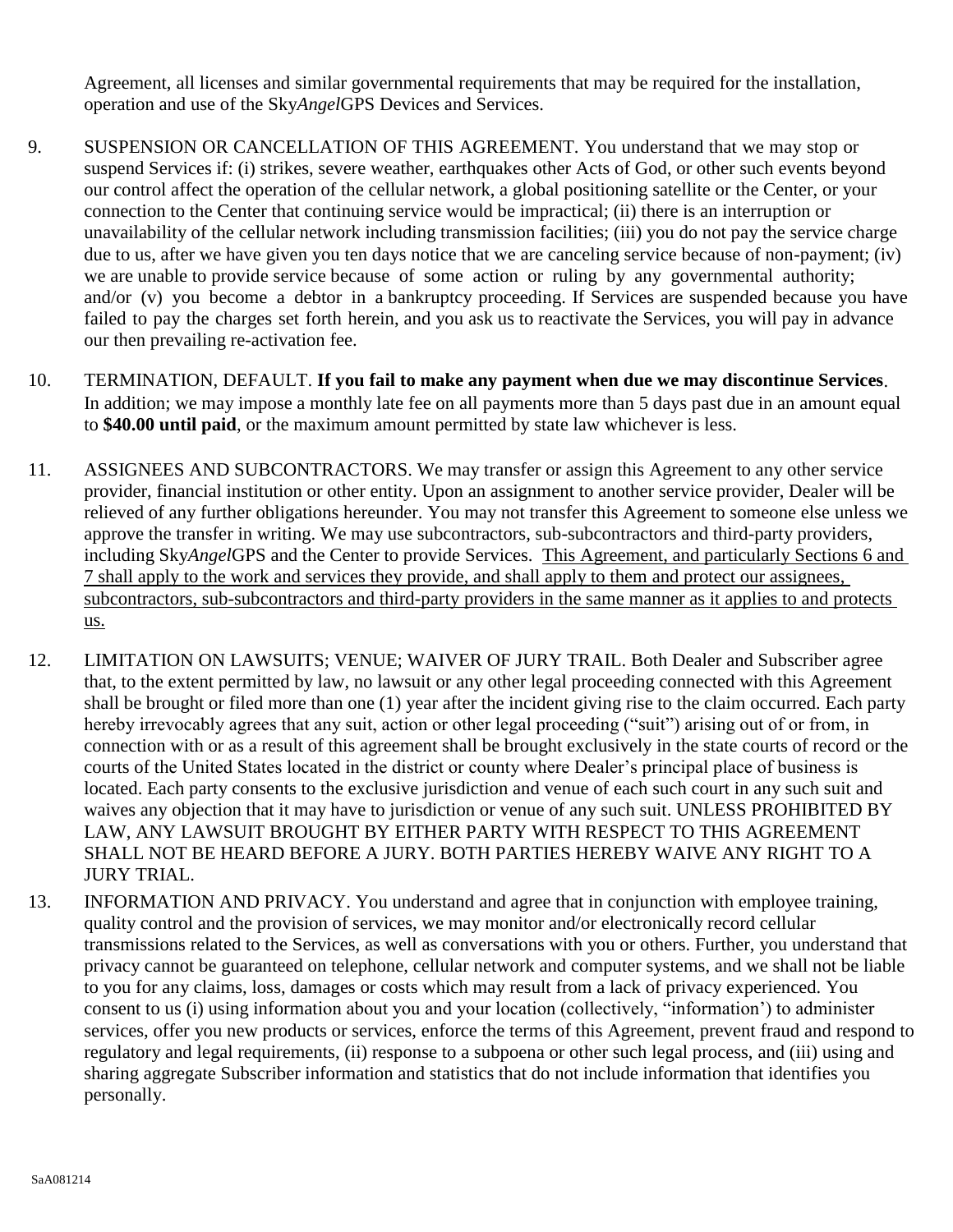Agreement, all licenses and similar governmental requirements that may be required for the installation, operation and use of the Sky*Angel*GPS Devices and Services.

9. SUSPENSION OR CANCELLATION OF THIS AGREEMENT. You understand that we may stop or suspend Services if: (i) strikes, severe weather, earthquakes other Acts of God, or other such events beyond our control affect the operation of the cellular network, a global positioning satellite or the Center, or your connection to the Center that continuing service would be impractical; (ii) there is an interruption or unavailability of the cellular network including transmission facilities; (iii) you do not pay the service charge due to us, after we have given you ten days notice that we are canceling service because of non-payment; (iv) we are unable to provide service because of some action or ruling by any governmental authority; and/or (v) you become a debtor in a bankruptcy proceeding. If Services are suspended because you have failed to pay the charges set forth herein, and you ask us to reactivate the Services, you will pay in advance our then prevailing re-activation fee.

10. TERMINATION, DEFAULT. **If you fail to make any payment when due we may discontinue Services**. In addition; we may impose a monthly late fee on all payments more than 5 days past due in an amount equal to **$40.00 until paid**, or the maximum amount permitted by state law whichever is less.

11. ASSIGNEES AND SUBCONTRACTORS. We may transfer or assign this Agreement to any other service provider, financial institution or other entity. Upon an assignment to another service provider, Dealer will be relieved of any further obligations hereunder. You may not transfer this Agreement to someone else unless we approve the transfer in writing. We may use subcontractors, sub-subcontractors and third-party providers, including Sky*Angel*GPS and the Center to provide Services. <u>This Agreement, and particularly Sections 6 and 7 shall apply to the work and services they provide, and shall apply to them and protect our assignees, subcontractors, sub-subcontractors and third-party providers in the same manner as it applies to and protects us.</u>

12. LIMITATION ON LAWSUITS; VENUE; WAIVER OF JURY TRAIL. Both Dealer and Subscriber agree that, to the extent permitted by law, no lawsuit or any other legal proceeding connected with this Agreement shall be brought or filed more than one (1) year after the incident giving rise to the claim occurred. Each party hereby irrevocably agrees that any suit, action or other legal proceeding ("suit") arising out of or from, in connection with or as a result of this agreement shall be brought exclusively in the state courts of record or the courts of the United States located in the district or county where Dealer's principal place of business is located. Each party consents to the exclusive jurisdiction and venue of each such court in any such suit and waives any objection that it may have to jurisdiction or venue of any such suit. UNLESS PROHIBITED BY LAW, ANY LAWSUIT BROUGHT BY EITHER PARTY WITH RESPECT TO THIS AGREEMENT SHALL NOT BE HEARD BEFORE A JURY. BOTH PARTIES HEREBY WAIVE ANY RIGHT TO A JURY TRIAL.

13. INFORMATION AND PRIVACY. You understand and agree that in conjunction with employee training, quality control and the provision of services, we may monitor and/or electronically record cellular transmissions related to the Services, as well as conversations with you or others. Further, you understand that privacy cannot be guaranteed on telephone, cellular network and computer systems, and we shall not be liable to you for any claims, loss, damages or costs which may result from a lack of privacy experienced. You consent to us (i) using information about you and your location (collectively, "information') to administer services, offer you new products or services, enforce the terms of this Agreement, prevent fraud and respond to regulatory and legal requirements, (ii) response to a subpoena or other such legal process, and (iii) using and sharing aggregate Subscriber information and statistics that do not include information that identifies you personally.

SaA081214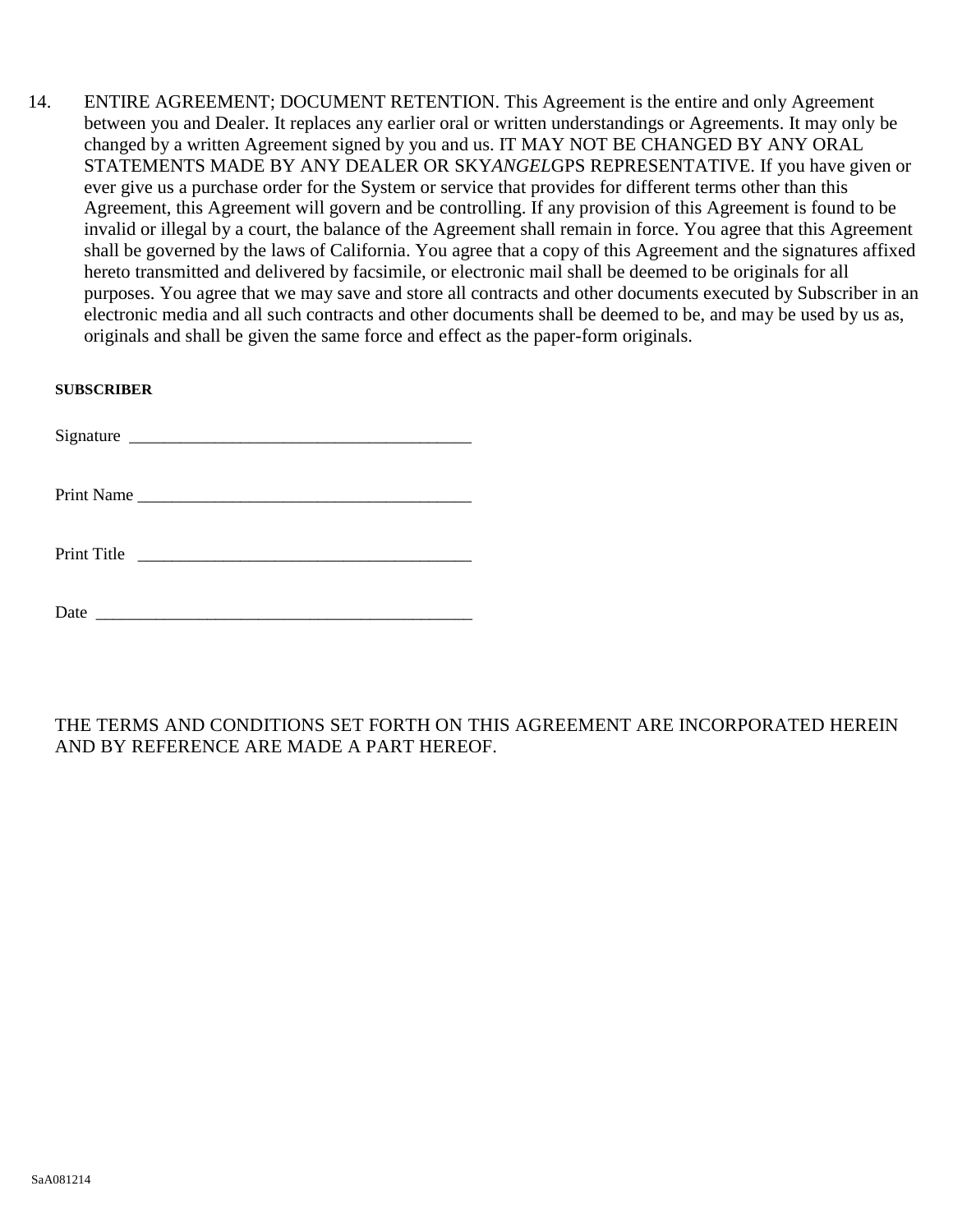14. ENTIRE AGREEMENT; DOCUMENT RETENTION. This Agreement is the entire and only Agreement between you and Dealer. It replaces any earlier oral or written understandings or Agreements. It may only be changed by a written Agreement signed by you and us. IT MAY NOT BE CHANGED BY ANY ORAL STATEMENTS MADE BY ANY DEALER OR SKY*ANGEL*GPS REPRESENTATIVE. If you have given or ever give us a purchase order for the System or service that provides for different terms other than this Agreement, this Agreement will govern and be controlling. If any provision of this Agreement is found to be invalid or illegal by a court, the balance of the Agreement shall remain in force. You agree that this Agreement shall be governed by the laws of California. You agree that a copy of this Agreement and the signatures affixed hereto transmitted and delivered by facsimile, or electronic mail shall be deemed to be originals for all purposes. You agree that we may save and store all contracts and other documents executed by Subscriber in an electronic media and all such contracts and other documents shall be deemed to be, and may be used by us as, originals and shall be given the same force and effect as the paper-form originals.

**SUBSCRIBER**

Signature _______________________________________

Print Name _______________________________________

Print Title _______________________________________

Date _______________________________________

THE TERMS AND CONDITIONS SET FORTH ON THIS AGREEMENT ARE INCORPORATED HEREIN AND BY REFERENCE ARE MADE A PART HEREOF.

SaA081214